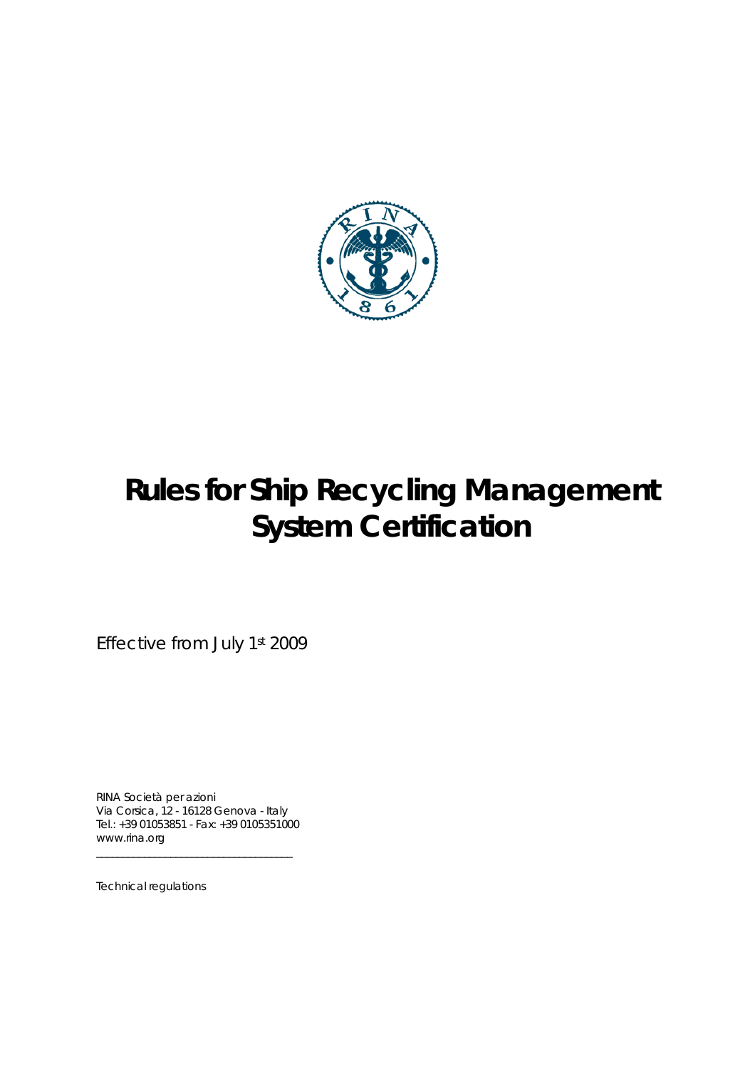# Rules for Ship Recycling Management System Certification

Effective from July 1st 2009

RINA Società per azioni
Via Corsica, 12 - 16128 Genova - Italy
Tel.: +39 01053851 - Fax: +39 0105351000
www.rina.org

---

Technical regulations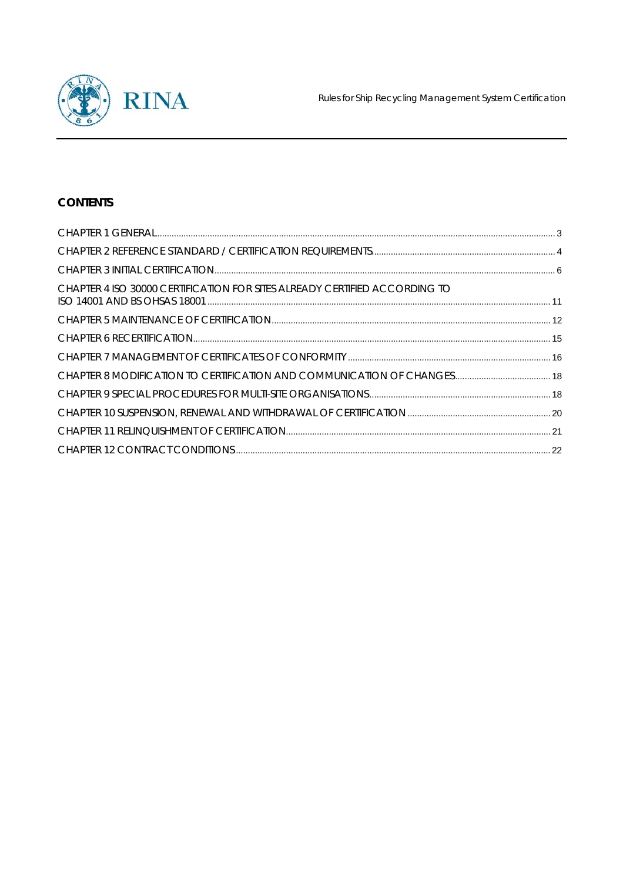**CONTENTS**

CHAPTER 1 GENERAL ........ 3

CHAPTER 2 REFERENCE STANDARD / CERTIFICATION REQUIREMENTS ........ 4

CHAPTER 3 INITIAL CERTIFICATION ........ 6

CHAPTER 4 ISO 30000 CERTIFICATION FOR SITES ALREADY CERTIFIED ACCORDING TO ISO 14001 AND BS OHSAS 18001 ........ 11

CHAPTER 5 MAINTENANCE OF CERTIFICATION ........ 12

CHAPTER 6 RECERTIFICATION ........ 15

CHAPTER 7 MANAGEMENT OF CERTIFICATES OF CONFORMITY ........ 16

CHAPTER 8 MODIFICATION TO CERTIFICATION AND COMMUNICATION OF CHANGES ........ 18

CHAPTER 9 SPECIAL PROCEDURES FOR MULTI-SITE ORGANISATIONS ........ 18

CHAPTER 10 SUSPENSION, RENEWAL AND WITHDRAWAL OF CERTIFICATION ........ 20

CHAPTER 11 RELINQUISHMENT OF CERTIFICATION ........ 21

CHAPTER 12 CONTRACT CONDITIONS ........ 22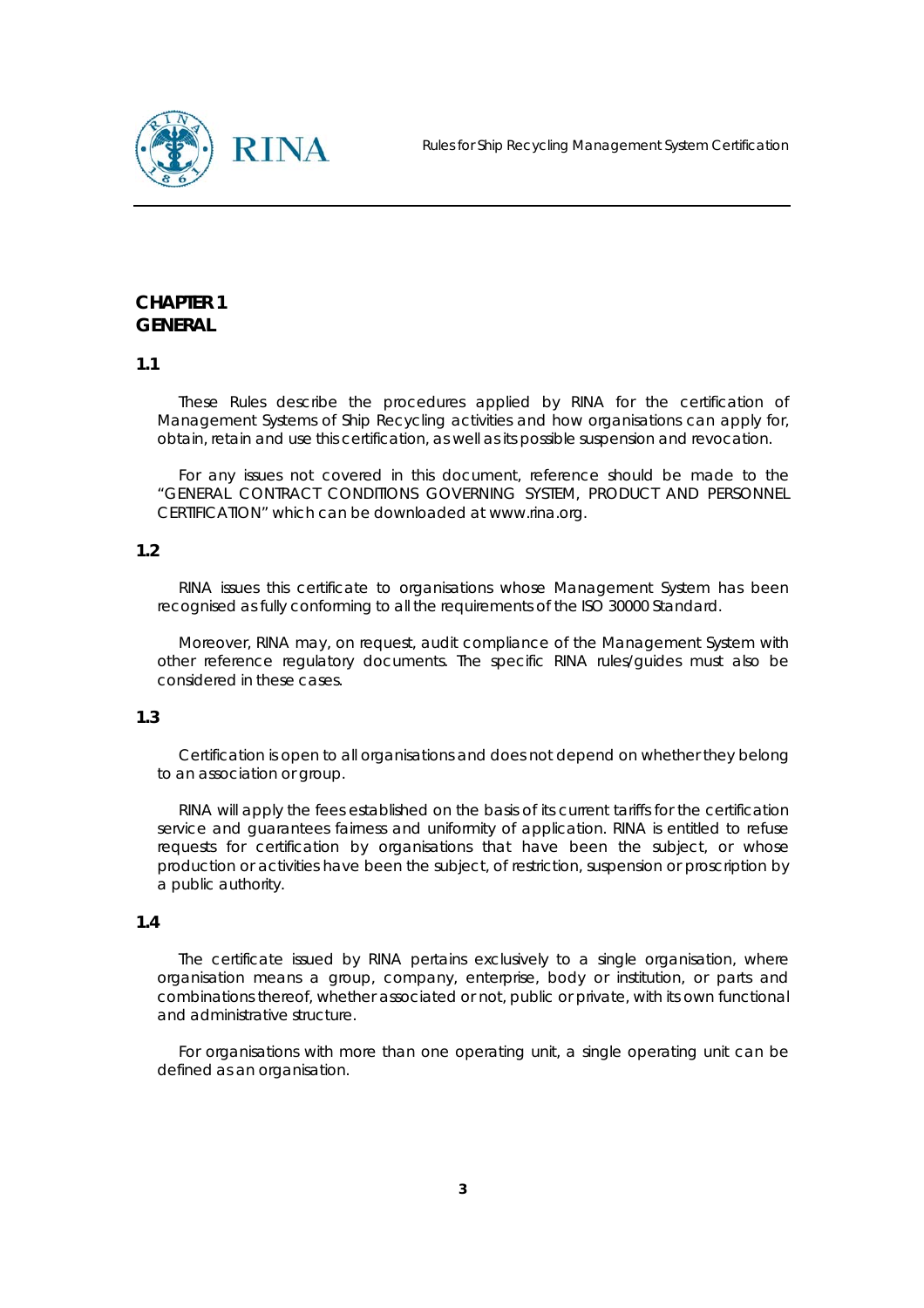## CHAPTER 1
## GENERAL

### 1.1

These Rules describe the procedures applied by RINA for the certification of Management Systems of Ship Recycling activities and how organisations can apply for, obtain, retain and use this certification, as well as its possible suspension and revocation.

For any issues not covered in this document, reference should be made to the "GENERAL CONTRACT CONDITIONS GOVERNING SYSTEM, PRODUCT AND PERSONNEL CERTIFICATION" which can be downloaded at www.rina.org.

### 1.2

RINA issues this certificate to organisations whose Management System has been recognised as fully conforming to all the requirements of the ISO 30000 Standard.

Moreover, RINA may, on request, audit compliance of the Management System with other reference regulatory documents. The specific RINA rules/guides must also be considered in these cases.

### 1.3

Certification is open to all organisations and does not depend on whether they belong to an association or group.

RINA will apply the fees established on the basis of its current tariffs for the certification service and guarantees fairness and uniformity of application. RINA is entitled to refuse requests for certification by organisations that have been the subject, or whose production or activities have been the subject, of restriction, suspension or proscription by a public authority.

### 1.4

The certificate issued by RINA pertains exclusively to a single organisation, where organisation means a group, company, enterprise, body or institution, or parts and combinations thereof, whether associated or not, public or private, with its own functional and administrative structure.

For organisations with more than one operating unit, a single operating unit can be defined as an organisation.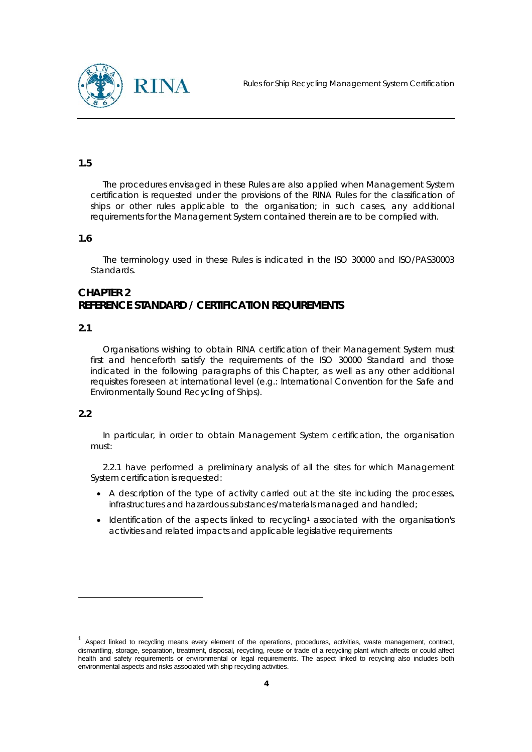### 1.5

The procedures envisaged in these Rules are also applied when Management System certification is requested under the provisions of the RINA Rules for the classification of ships or other rules applicable to the organisation; in such cases, any additional requirements for the Management System contained therein are to be complied with.

### 1.6

The terminology used in these Rules is indicated in the ISO 30000 and ISO/PAS30003 Standards.

## CHAPTER 2
## REFERENCE STANDARD / CERTIFICATION REQUIREMENTS

### 2.1

Organisations wishing to obtain RINA certification of their Management System must first and henceforth satisfy the requirements of the ISO 30000 Standard and those indicated in the following paragraphs of this Chapter, as well as any other additional requisites foreseen at international level (e.g.: International Convention for the Safe and Environmentally Sound Recycling of Ships).

### 2.2

In particular, in order to obtain Management System certification, the organisation must:

2.2.1 have performed a preliminary analysis of all the sites for which Management System certification is requested:

- A description of the type of activity carried out at the site including the processes, infrastructures and hazardous substances/materials managed and handled;
- Identification of the aspects linked to recycling[1] associated with the organisation's activities and related impacts and applicable legislative requirements

---

[1] Aspect linked to recycling means every element of the operations, procedures, activities, waste management, contract, dismantling, storage, separation, treatment, disposal, recycling, reuse or trade of a recycling plant which affects or could affect health and safety requirements or environmental or legal requirements. The aspect linked to recycling also includes both environmental aspects and risks associated with ship recycling activities.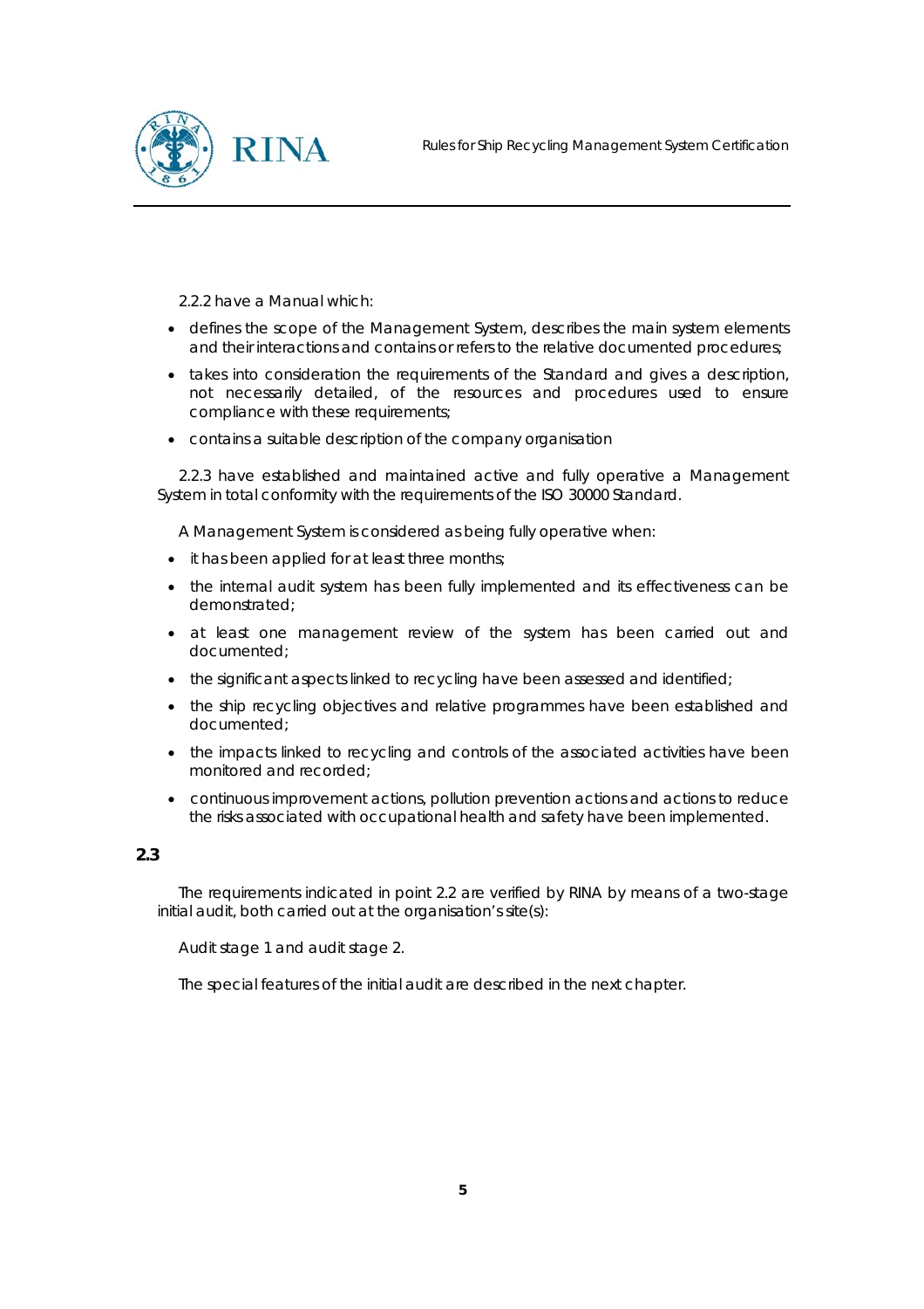2.2.2 have a Manual which:

- defines the scope of the Management System, describes the main system elements and their interactions and contains or refers to the relative documented procedures;
- takes into consideration the requirements of the Standard and gives a description, not necessarily detailed, of the resources and procedures used to ensure compliance with these requirements;
- contains a suitable description of the company organisation

2.2.3 have established and maintained active and fully operative a Management System in total conformity with the requirements of the ISO 30000 Standard.

A Management System is considered as being fully operative when:

- it has been applied for at least three months;
- the internal audit system has been fully implemented and its effectiveness can be demonstrated;
- at least one management review of the system has been carried out and documented;
- the significant aspects linked to recycling have been assessed and identified;
- the ship recycling objectives and relative programmes have been established and documented;
- the impacts linked to recycling and controls of the associated activities have been monitored and recorded;
- continuous improvement actions, pollution prevention actions and actions to reduce the risks associated with occupational health and safety have been implemented.

### 2.3

The requirements indicated in point 2.2 are verified by RINA by means of a two-stage initial audit, both carried out at the organisation's site(s):

Audit stage 1 and audit stage 2.

The special features of the initial audit are described in the next chapter.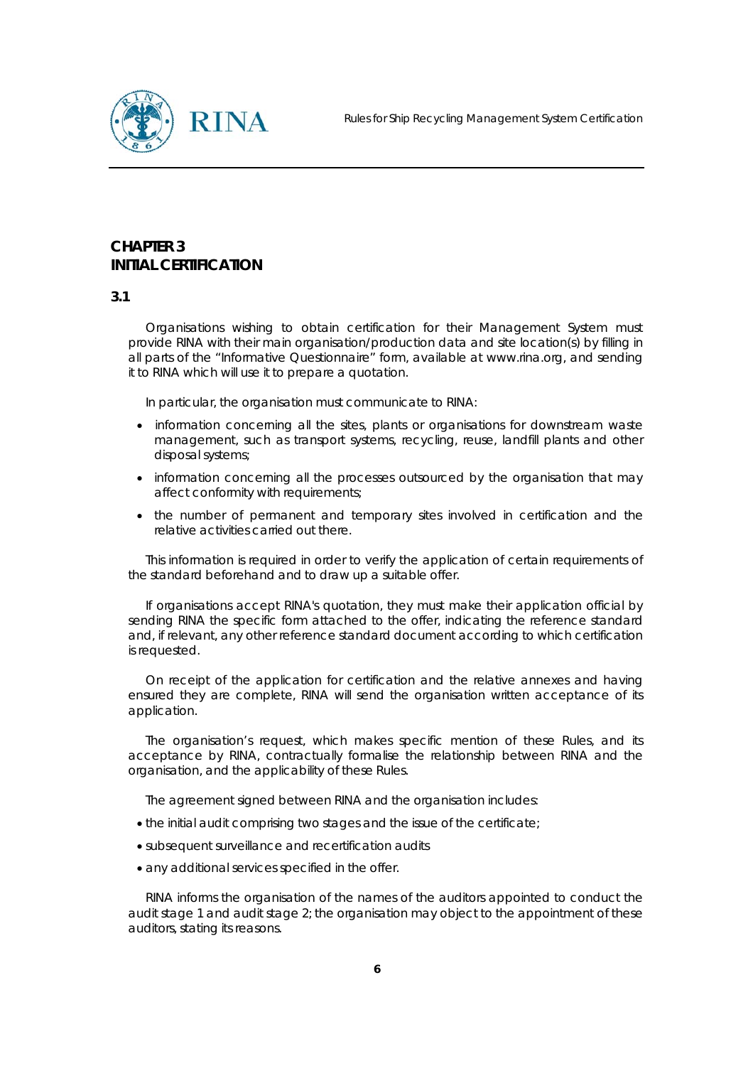# CHAPTER 3
# INITIAL CERTIFICATION

## 3.1

Organisations wishing to obtain certification for their Management System must provide RINA with their main organisation/production data and site location(s) by filling in all parts of the "Informative Questionnaire" form, available at www.rina.org, and sending it to RINA which will use it to prepare a quotation.

In particular, the organisation must communicate to RINA:

- information concerning all the sites, plants or organisations for downstream waste management, such as transport systems, recycling, reuse, landfill plants and other disposal systems;
- information concerning all the processes outsourced by the organisation that may affect conformity with requirements;
- the number of permanent and temporary sites involved in certification and the relative activities carried out there.

This information is required in order to verify the application of certain requirements of the standard beforehand and to draw up a suitable offer.

If organisations accept RINA's quotation, they must make their application official by sending RINA the specific form attached to the offer, indicating the reference standard and, if relevant, any other reference standard document according to which certification is requested.

On receipt of the application for certification and the relative annexes and having ensured they are complete, RINA will send the organisation written acceptance of its application.

The organisation's request, which makes specific mention of these Rules, and its acceptance by RINA, contractually formalise the relationship between RINA and the organisation, and the applicability of these Rules.

The agreement signed between RINA and the organisation includes:

- the initial audit comprising two stages and the issue of the certificate;
- subsequent surveillance and recertification audits
- any additional services specified in the offer.

RINA informs the organisation of the names of the auditors appointed to conduct the audit stage 1 and audit stage 2; the organisation may object to the appointment of these auditors, stating its reasons.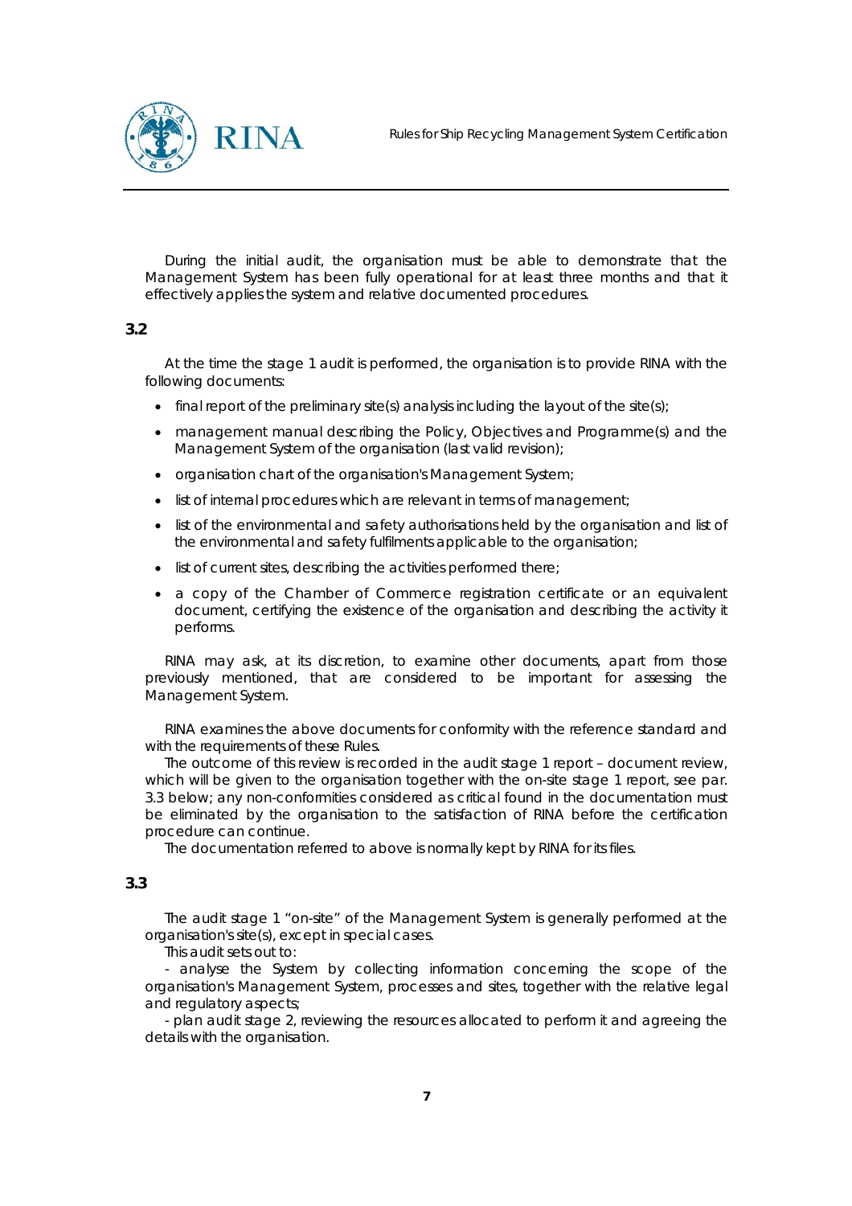During the initial audit, the organisation must be able to demonstrate that the Management System has been fully operational for at least three months and that it effectively applies the system and relative documented procedures.

### 3.2

At the time the stage 1 audit is performed, the organisation is to provide RINA with the following documents:

- final report of the preliminary site(s) analysis including the layout of the site(s);
- management manual describing the Policy, Objectives and Programme(s) and the Management System of the organisation (last valid revision);
- organisation chart of the organisation's Management System;
- list of internal procedures which are relevant in terms of management;
- list of the environmental and safety authorisations held by the organisation and list of the environmental and safety fulfilments applicable to the organisation;
- list of current sites, describing the activities performed there;
- a copy of the Chamber of Commerce registration certificate or an equivalent document, certifying the existence of the organisation and describing the activity it performs.

RINA may ask, at its discretion, to examine other documents, apart from those previously mentioned, that are considered to be important for assessing the Management System.

RINA examines the above documents for conformity with the reference standard and with the requirements of these Rules.

The outcome of this review is recorded in the audit stage 1 report – document review, which will be given to the organisation together with the on-site stage 1 report, see par. 3.3 below; any non-conformities considered as critical found in the documentation must be eliminated by the organisation to the satisfaction of RINA before the certification procedure can continue.

The documentation referred to above is normally kept by RINA for its files.

### 3.3

The audit stage 1 "on-site" of the Management System is generally performed at the organisation's site(s), except in special cases.

This audit sets out to:

- analyse the System by collecting information concerning the scope of the organisation's Management System, processes and sites, together with the relative legal and regulatory aspects;

- plan audit stage 2, reviewing the resources allocated to perform it and agreeing the details with the organisation.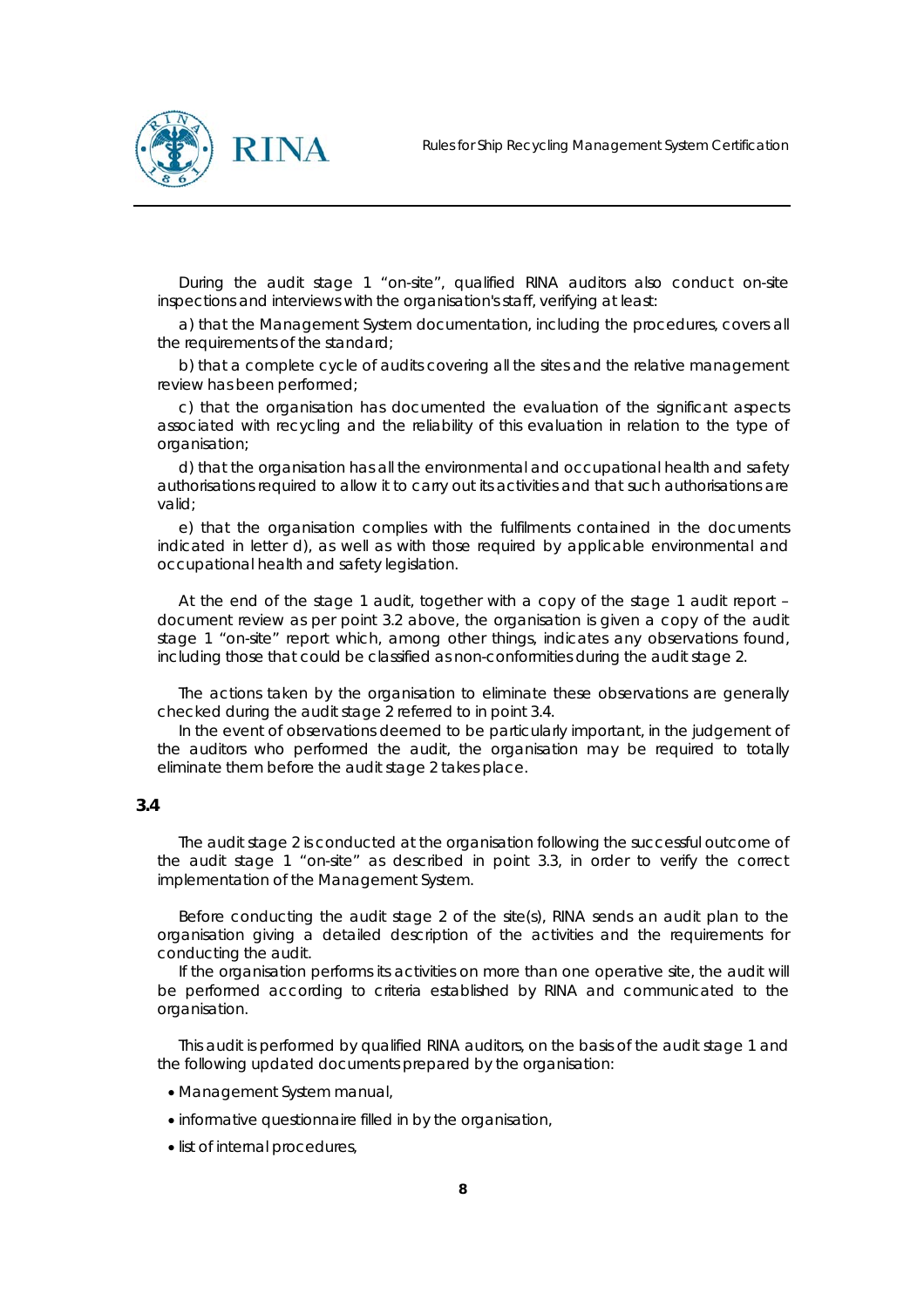During the audit stage 1 "on-site", qualified RINA auditors also conduct on-site inspections and interviews with the organisation's staff, verifying at least:

a) that the Management System documentation, including the procedures, covers all the requirements of the standard;

b) that a complete cycle of audits covering all the sites and the relative management review has been performed;

c) that the organisation has documented the evaluation of the significant aspects associated with recycling and the reliability of this evaluation in relation to the type of organisation;

d) that the organisation has all the environmental and occupational health and safety authorisations required to allow it to carry out its activities and that such authorisations are valid;

e) that the organisation complies with the fulfilments contained in the documents indicated in letter d), as well as with those required by applicable environmental and occupational health and safety legislation.

At the end of the stage 1 audit, together with a copy of the stage 1 audit report – document review as per point 3.2 above, the organisation is given a copy of the audit stage 1 "on-site" report which, among other things, indicates any observations found, including those that could be classified as non-conformities during the audit stage 2.

The actions taken by the organisation to eliminate these observations are generally checked during the audit stage 2 referred to in point 3.4.

In the event of observations deemed to be particularly important, in the judgement of the auditors who performed the audit, the organisation may be required to totally eliminate them before the audit stage 2 takes place.

### 3.4

The audit stage 2 is conducted at the organisation following the successful outcome of the audit stage 1 "on-site" as described in point 3.3, in order to verify the correct implementation of the Management System.

Before conducting the audit stage 2 of the site(s), RINA sends an audit plan to the organisation giving a detailed description of the activities and the requirements for conducting the audit.

If the organisation performs its activities on more than one operative site, the audit will be performed according to criteria established by RINA and communicated to the organisation.

This audit is performed by qualified RINA auditors, on the basis of the audit stage 1 and the following updated documents prepared by the organisation:

- Management System manual,
- informative questionnaire filled in by the organisation,
- list of internal procedures,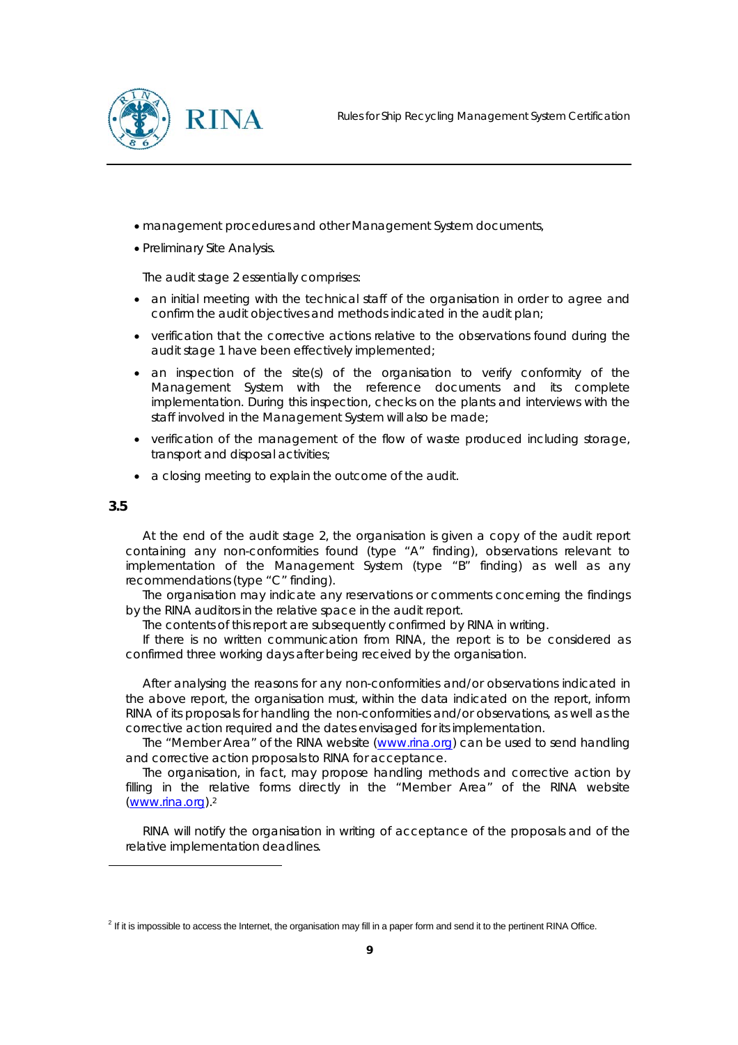- management procedures and other Management System documents,
- Preliminary Site Analysis.

The audit stage 2 essentially comprises:

- an initial meeting with the technical staff of the organisation in order to agree and confirm the audit objectives and methods indicated in the audit plan;
- verification that the corrective actions relative to the observations found during the audit stage 1 have been effectively implemented;
- an inspection of the site(s) of the organisation to verify conformity of the Management System with the reference documents and its complete implementation. During this inspection, checks on the plants and interviews with the staff involved in the Management System will also be made;
- verification of the management of the flow of waste produced including storage, transport and disposal activities;
- a closing meeting to explain the outcome of the audit.

### 3.5

At the end of the audit stage 2, the organisation is given a copy of the audit report containing any non-conformities found (type "A" finding), observations relevant to implementation of the Management System (type "B" finding) as well as any recommendations (type "C" finding).

The organisation may indicate any reservations or comments concerning the findings by the RINA auditors in the relative space in the audit report.

The contents of this report are subsequently confirmed by RINA in writing.

If there is no written communication from RINA, the report is to be considered as confirmed three working days after being received by the organisation.

After analysing the reasons for any non-conformities and/or observations indicated in the above report, the organisation must, within the data indicated on the report, inform RINA of its proposals for handling the non-conformities and/or observations, as well as the corrective action required and the dates envisaged for its implementation.

The "Member Area" of the RINA website (www.rina.org) can be used to send handling and corrective action proposals to RINA for acceptance.

The organisation, in fact, may propose handling methods and corrective action by filling in the relative forms directly in the "Member Area" of the RINA website (www.rina.org).[2]

RINA will notify the organisation in writing of acceptance of the proposals and of the relative implementation deadlines.

---

[2] If it is impossible to access the Internet, the organisation may fill in a paper form and send it to the pertinent RINA Office.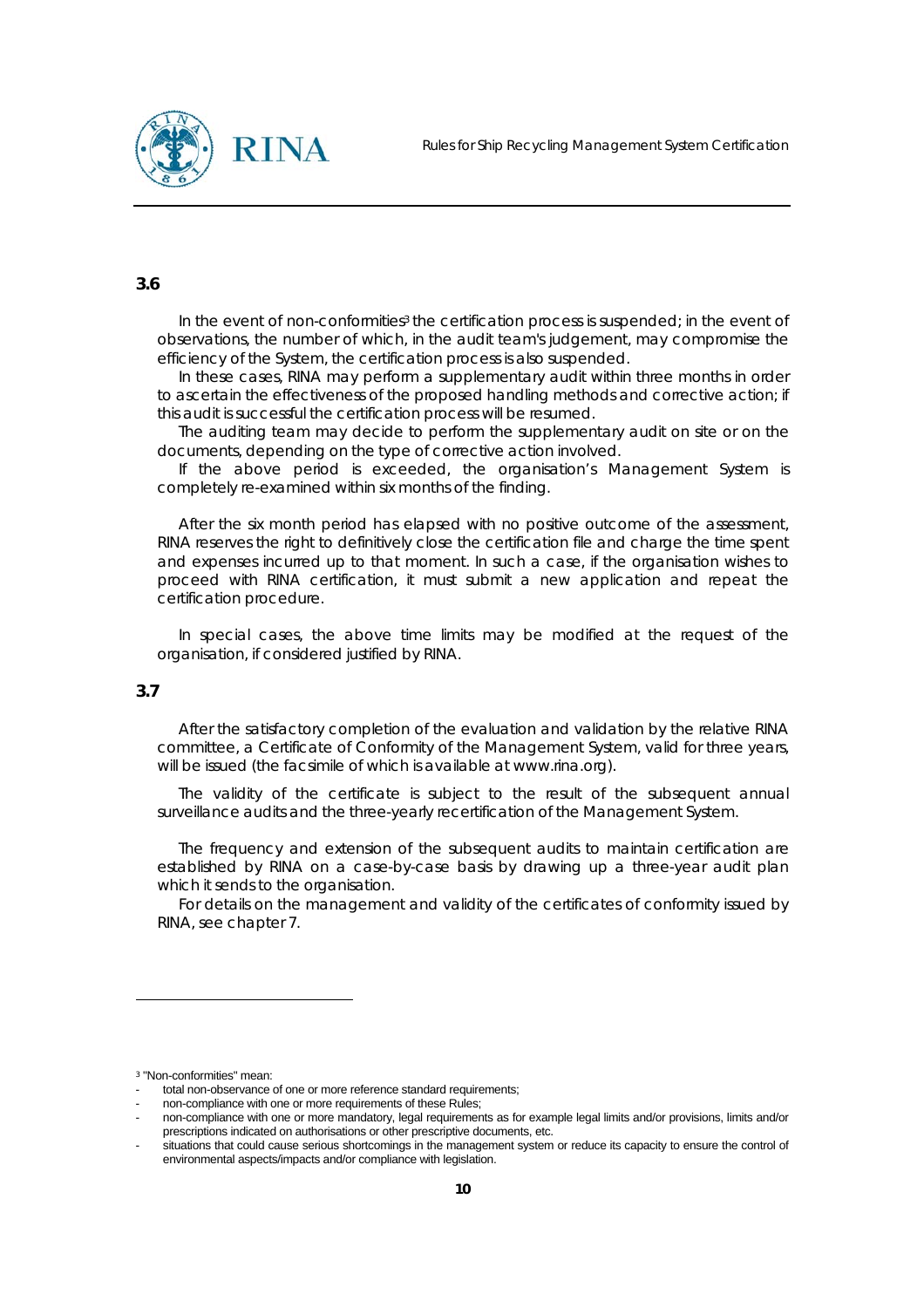### 3.6

In the event of non-conformities[3] the certification process is suspended; in the event of observations, the number of which, in the audit team's judgement, may compromise the efficiency of the System, the certification process is also suspended.

In these cases, RINA may perform a supplementary audit within three months in order to ascertain the effectiveness of the proposed handling methods and corrective action; if this audit is successful the certification process will be resumed.

The auditing team may decide to perform the supplementary audit on site or on the documents, depending on the type of corrective action involved.

If the above period is exceeded, the organisation's Management System is completely re-examined within six months of the finding.

After the six month period has elapsed with no positive outcome of the assessment, RINA reserves the right to definitively close the certification file and charge the time spent and expenses incurred up to that moment. In such a case, if the organisation wishes to proceed with RINA certification, it must submit a new application and repeat the certification procedure.

In special cases, the above time limits may be modified at the request of the organisation, if considered justified by RINA.

### 3.7

After the satisfactory completion of the evaluation and validation by the relative RINA committee, a Certificate of Conformity of the Management System, valid for three years, will be issued (the facsimile of which is available at www.rina.org).

The validity of the certificate is subject to the result of the subsequent annual surveillance audits and the three-yearly recertification of the Management System.

The frequency and extension of the subsequent audits to maintain certification are established by RINA on a case-by-case basis by drawing up a three-year audit plan which it sends to the organisation.

For details on the management and validity of the certificates of conformity issued by RINA, see chapter 7.

---

[3] "Non-conformities" mean:

- total non-observance of one or more reference standard requirements;
- non-compliance with one or more requirements of these Rules;
- non-compliance with one or more mandatory, legal requirements as for example legal limits and/or provisions, limits and/or prescriptions indicated on authorisations or other prescriptive documents, etc.
- situations that could cause serious shortcomings in the management system or reduce its capacity to ensure the control of environmental aspects/impacts and/or compliance with legislation.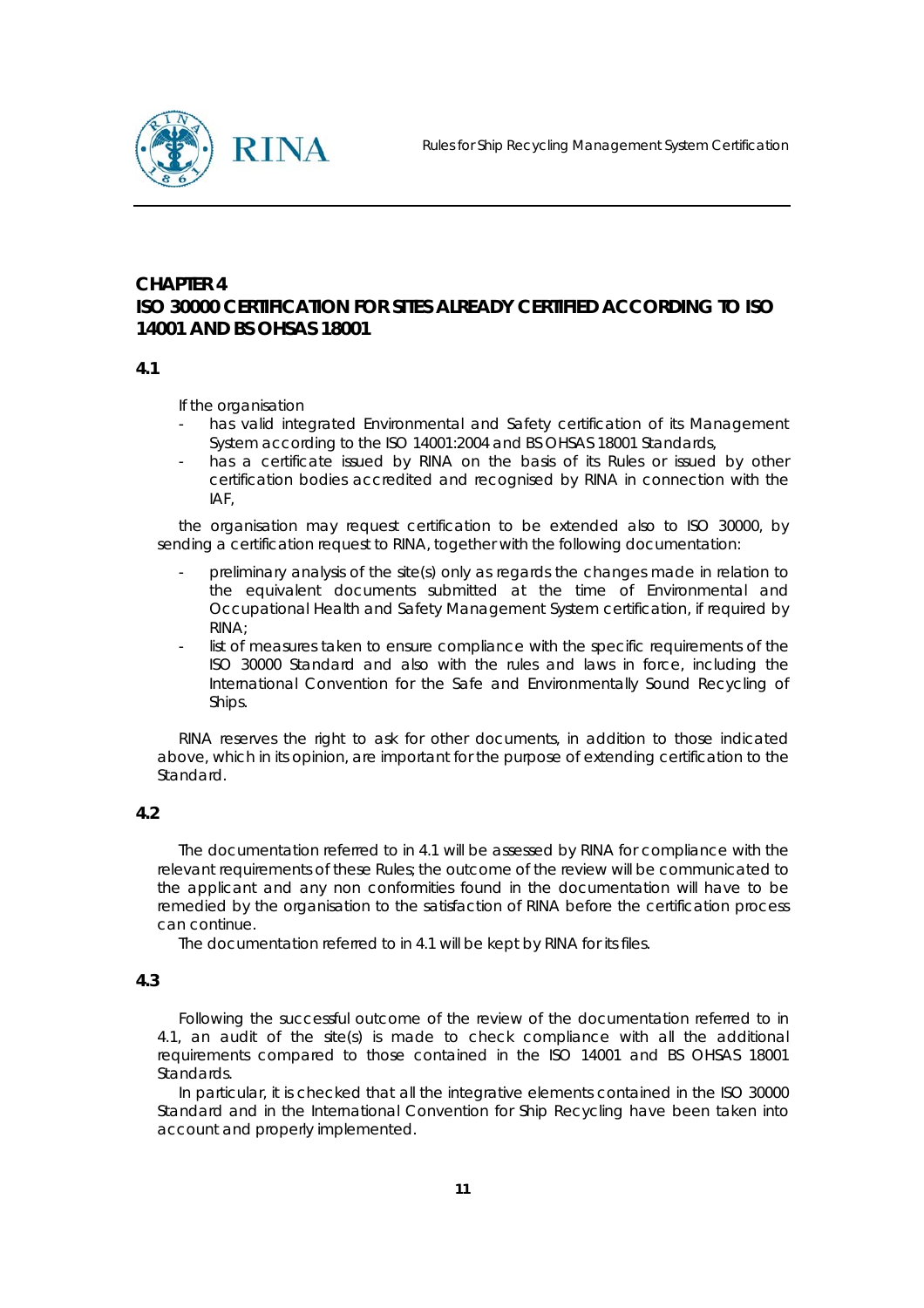## CHAPTER 4
## ISO 30000 CERTIFICATION FOR SITES ALREADY CERTIFIED ACCORDING TO ISO 14001 AND BS OHSAS 18001

### 4.1

If the organisation

- has valid integrated Environmental and Safety certification of its Management System according to the ISO 14001:2004 and BS OHSAS 18001 Standards,
- has a certificate issued by RINA on the basis of its Rules or issued by other certification bodies accredited and recognised by RINA in connection with the IAF,

the organisation may request certification to be extended also to ISO 30000, by sending a certification request to RINA, together with the following documentation:

- preliminary analysis of the site(s) only as regards the changes made in relation to the equivalent documents submitted at the time of Environmental and Occupational Health and Safety Management System certification, if required by RINA;
- list of measures taken to ensure compliance with the specific requirements of the ISO 30000 Standard and also with the rules and laws in force, including the International Convention for the Safe and Environmentally Sound Recycling of Ships.

RINA reserves the right to ask for other documents, in addition to those indicated above, which in its opinion, are important for the purpose of extending certification to the Standard.

### 4.2

The documentation referred to in 4.1 will be assessed by RINA for compliance with the relevant requirements of these Rules; the outcome of the review will be communicated to the applicant and any non conformities found in the documentation will have to be remedied by the organisation to the satisfaction of RINA before the certification process can continue.

The documentation referred to in 4.1 will be kept by RINA for its files.

### 4.3

Following the successful outcome of the review of the documentation referred to in 4.1, an audit of the site(s) is made to check compliance with all the additional requirements compared to those contained in the ISO 14001 and BS OHSAS 18001 Standards.

In particular, it is checked that all the integrative elements contained in the ISO 30000 Standard and in the International Convention for Ship Recycling have been taken into account and properly implemented.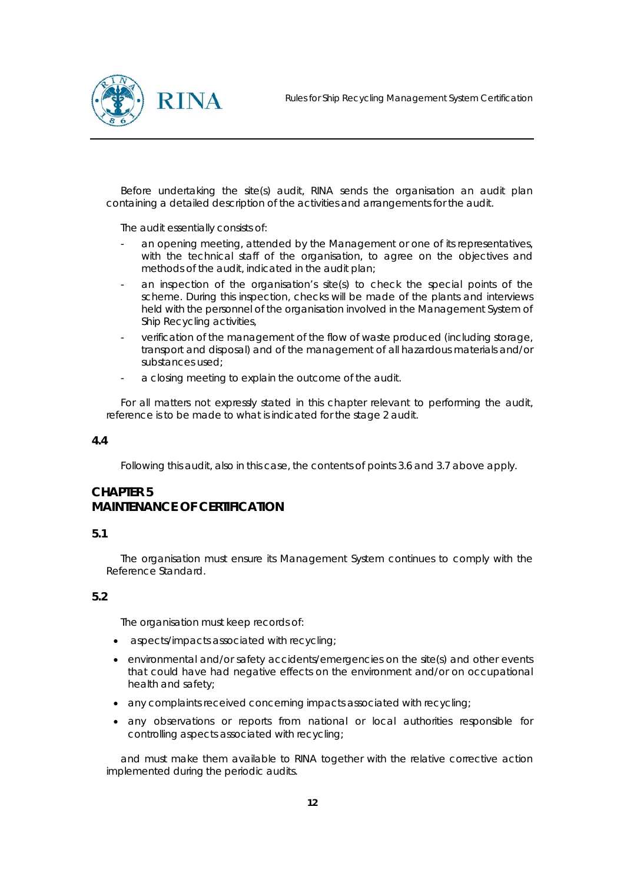Before undertaking the site(s) audit, RINA sends the organisation an audit plan containing a detailed description of the activities and arrangements for the audit.

The audit essentially consists of:

- an opening meeting, attended by the Management or one of its representatives, with the technical staff of the organisation, to agree on the objectives and methods of the audit, indicated in the audit plan;
- an inspection of the organisation's site(s) to check the special points of the scheme. During this inspection, checks will be made of the plants and interviews held with the personnel of the organisation involved in the Management System of Ship Recycling activities,
- verification of the management of the flow of waste produced (including storage, transport and disposal) and of the management of all hazardous materials and/or substances used;
- a closing meeting to explain the outcome of the audit.

For all matters not expressly stated in this chapter relevant to performing the audit, reference is to be made to what is indicated for the stage 2 audit.

**4.4**

Following this audit, also in this case, the contents of points 3.6 and 3.7 above apply.

## CHAPTER 5
## MAINTENANCE OF CERTIFICATION

**5.1**

The organisation must ensure its Management System continues to comply with the Reference Standard.

**5.2**

The organisation must keep records of:

- aspects/impacts associated with recycling;
- environmental and/or safety accidents/emergencies on the site(s) and other events that could have had negative effects on the environment and/or on occupational health and safety;
- any complaints received concerning impacts associated with recycling;
- any observations or reports from national or local authorities responsible for controlling aspects associated with recycling;

and must make them available to RINA together with the relative corrective action implemented during the periodic audits.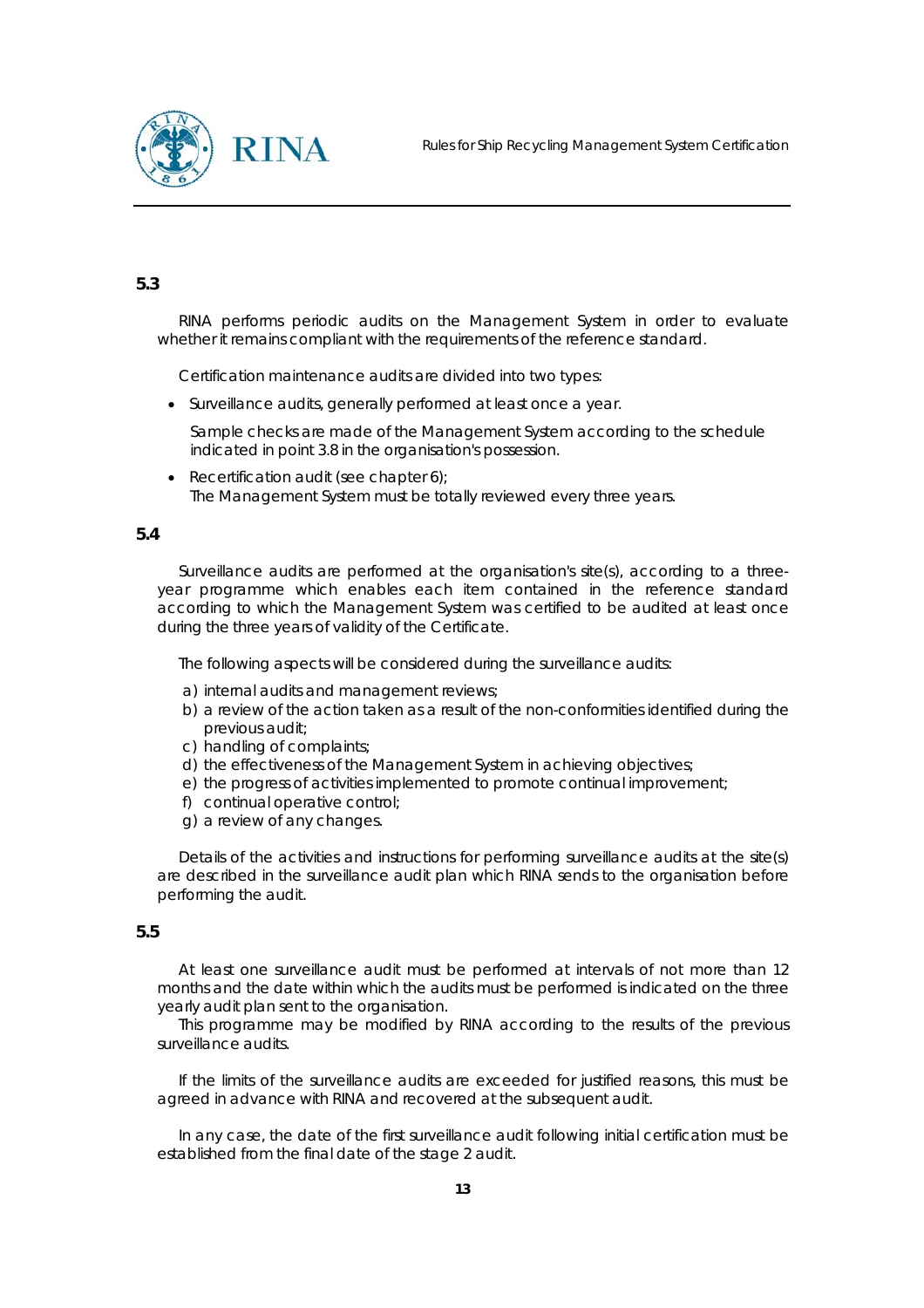### 5.3

RINA performs periodic audits on the Management System in order to evaluate whether it remains compliant with the requirements of the reference standard.

Certification maintenance audits are divided into two types:

- Surveillance audits, generally performed at least once a year.

  Sample checks are made of the Management System according to the schedule indicated in point 3.8 in the organisation's possession.

- Recertification audit (see chapter 6);
  The Management System must be totally reviewed every three years.

### 5.4

Surveillance audits are performed at the organisation's site(s), according to a three-year programme which enables each item contained in the reference standard according to which the Management System was certified to be audited at least once during the three years of validity of the Certificate.

The following aspects will be considered during the surveillance audits:

a) internal audits and management reviews;
b) a review of the action taken as a result of the non-conformities identified during the previous audit;
c) handling of complaints;
d) the effectiveness of the Management System in achieving objectives;
e) the progress of activities implemented to promote continual improvement;
f) continual operative control;
g) a review of any changes.

Details of the activities and instructions for performing surveillance audits at the site(s) are described in the surveillance audit plan which RINA sends to the organisation before performing the audit.

### 5.5

At least one surveillance audit must be performed at intervals of not more than 12 months and the date within which the audits must be performed is indicated on the three yearly audit plan sent to the organisation.
This programme may be modified by RINA according to the results of the previous surveillance audits.

If the limits of the surveillance audits are exceeded for justified reasons, this must be agreed in advance with RINA and recovered at the subsequent audit.

In any case, the date of the first surveillance audit following initial certification must be established from the final date of the stage 2 audit.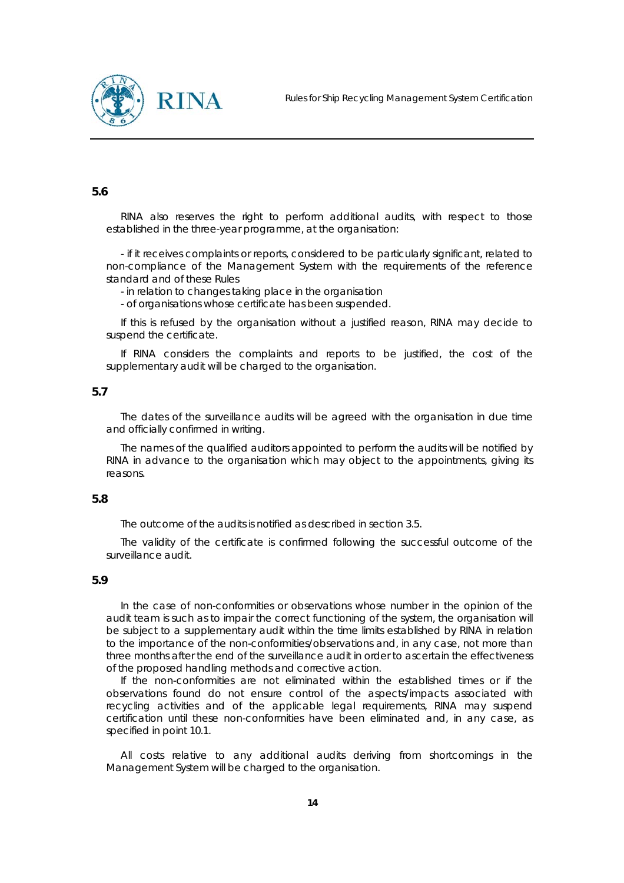## 5.6

RINA also reserves the right to perform additional audits, with respect to those established in the three-year programme, at the organisation:

- if it receives complaints or reports, considered to be particularly significant, related to non-compliance of the Management System with the requirements of the reference standard and of these Rules
- in relation to changes taking place in the organisation
- of organisations whose certificate has been suspended.

If this is refused by the organisation without a justified reason, RINA may decide to suspend the certificate.

If RINA considers the complaints and reports to be justified, the cost of the supplementary audit will be charged to the organisation.

## 5.7

The dates of the surveillance audits will be agreed with the organisation in due time and officially confirmed in writing.

The names of the qualified auditors appointed to perform the audits will be notified by RINA in advance to the organisation which may object to the appointments, giving its reasons.

## 5.8

The outcome of the audits is notified as described in section 3.5.

The validity of the certificate is confirmed following the successful outcome of the surveillance audit.

## 5.9

In the case of non-conformities or observations whose number in the opinion of the audit team is such as to impair the correct functioning of the system, the organisation will be subject to a supplementary audit within the time limits established by RINA in relation to the importance of the non-conformities/observations and, in any case, not more than three months after the end of the surveillance audit in order to ascertain the effectiveness of the proposed handling methods and corrective action.

If the non-conformities are not eliminated within the established times or if the observations found do not ensure control of the aspects/impacts associated with recycling activities and of the applicable legal requirements, RINA may suspend certification until these non-conformities have been eliminated and, in any case, as specified in point 10.1.

All costs relative to any additional audits deriving from shortcomings in the Management System will be charged to the organisation.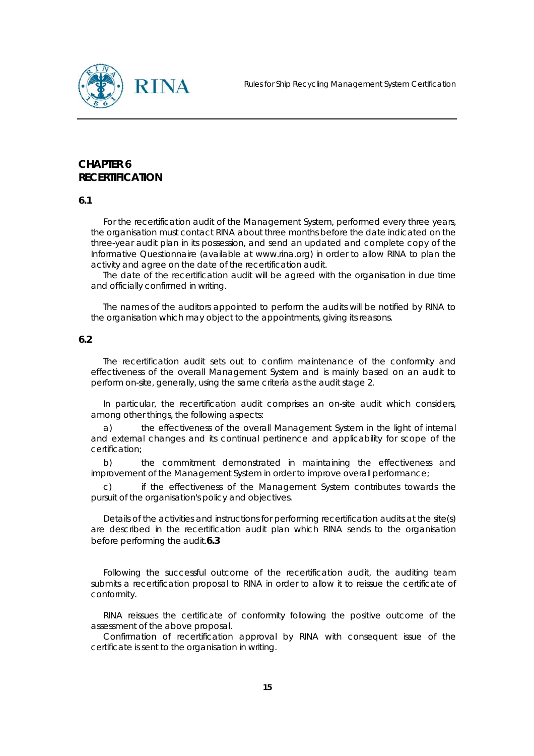# CHAPTER 6
# RECERTIFICATION

## 6.1

For the recertification audit of the Management System, performed every three years, the organisation must contact RINA about three months before the date indicated on the three-year audit plan in its possession, and send an updated and complete copy of the Informative Questionnaire (available at www.rina.org) in order to allow RINA to plan the activity and agree on the date of the recertification audit.

The date of the recertification audit will be agreed with the organisation in due time and officially confirmed in writing.

The names of the auditors appointed to perform the audits will be notified by RINA to the organisation which may object to the appointments, giving its reasons.

## 6.2

The recertification audit sets out to confirm maintenance of the conformity and effectiveness of the overall Management System and is mainly based on an audit to perform on-site, generally, using the same criteria as the audit stage 2.

In particular, the recertification audit comprises an on-site audit which considers, among other things, the following aspects:

a) the effectiveness of the overall Management System in the light of internal and external changes and its continual pertinence and applicability for scope of the certification;

b) the commitment demonstrated in maintaining the effectiveness and improvement of the Management System in order to improve overall performance;

c) if the effectiveness of the Management System contributes towards the pursuit of the organisation's policy and objectives.

Details of the activities and instructions for performing recertification audits at the site(s) are described in the recertification audit plan which RINA sends to the organisation before performing the audit.

## 6.3

Following the successful outcome of the recertification audit, the auditing team submits a recertification proposal to RINA in order to allow it to reissue the certificate of conformity.

RINA reissues the certificate of conformity following the positive outcome of the assessment of the above proposal.

Confirmation of recertification approval by RINA with consequent issue of the certificate is sent to the organisation in writing.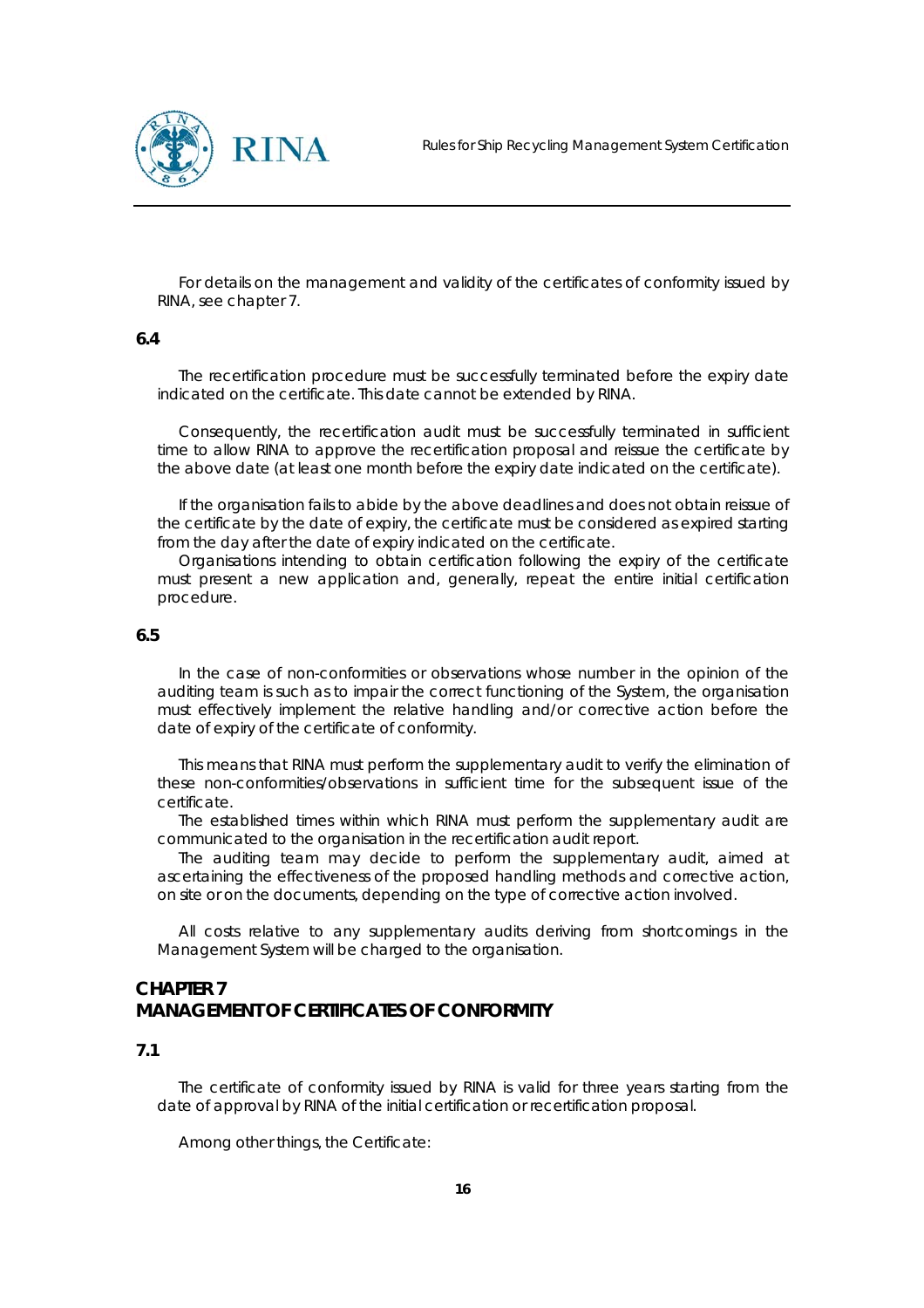For details on the management and validity of the certificates of conformity issued by RINA, see chapter 7.

**6.4**

The recertification procedure must be successfully terminated before the expiry date indicated on the certificate. This date cannot be extended by RINA.

Consequently, the recertification audit must be successfully terminated in sufficient time to allow RINA to approve the recertification proposal and reissue the certificate by the above date (at least one month before the expiry date indicated on the certificate).

If the organisation fails to abide by the above deadlines and does not obtain reissue of the certificate by the date of expiry, the certificate must be considered as expired starting from the day after the date of expiry indicated on the certificate.

Organisations intending to obtain certification following the expiry of the certificate must present a new application and, generally, repeat the entire initial certification procedure.

**6.5**

In the case of non-conformities or observations whose number in the opinion of the auditing team is such as to impair the correct functioning of the System, the organisation must effectively implement the relative handling and/or corrective action before the date of expiry of the certificate of conformity.

This means that RINA must perform the supplementary audit to verify the elimination of these non-conformities/observations in sufficient time for the subsequent issue of the certificate.

The established times within which RINA must perform the supplementary audit are communicated to the organisation in the recertification audit report.

The auditing team may decide to perform the supplementary audit, aimed at ascertaining the effectiveness of the proposed handling methods and corrective action, on site or on the documents, depending on the type of corrective action involved.

All costs relative to any supplementary audits deriving from shortcomings in the Management System will be charged to the organisation.

## CHAPTER 7
## MANAGEMENT OF CERTIFICATES OF CONFORMITY

**7.1**

The certificate of conformity issued by RINA is valid for three years starting from the date of approval by RINA of the initial certification or recertification proposal.

Among other things, the Certificate: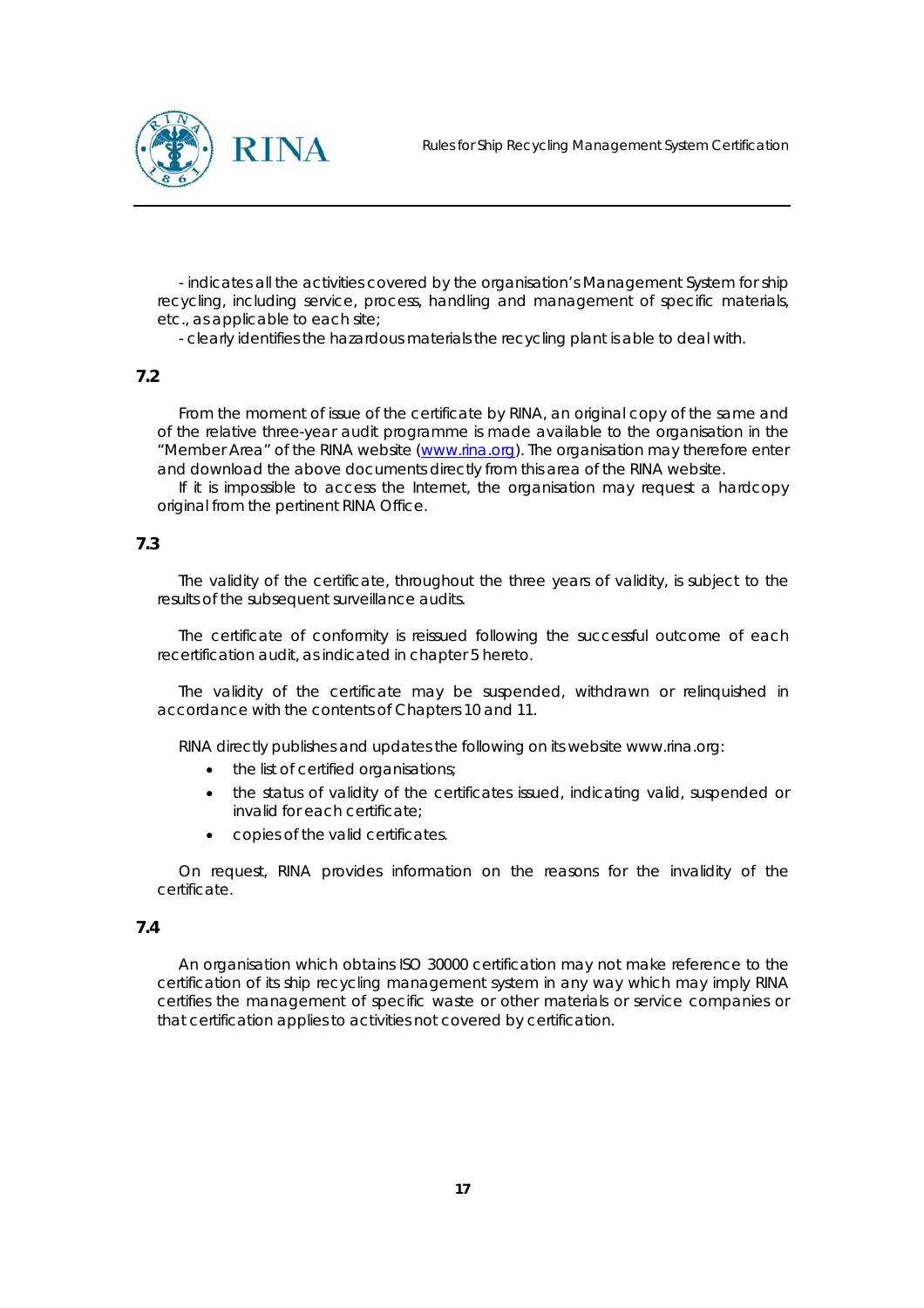- indicates all the activities covered by the organisation's Management System for ship recycling, including service, process, handling and management of specific materials, etc., as applicable to each site;

- clearly identifies the hazardous materials the recycling plant is able to deal with.

### 7.2

From the moment of issue of the certificate by RINA, an original copy of the same and of the relative three-year audit programme is made available to the organisation in the "Member Area" of the RINA website (www.rina.org). The organisation may therefore enter and download the above documents directly from this area of the RINA website.

If it is impossible to access the Internet, the organisation may request a hardcopy original from the pertinent RINA Office.

### 7.3

The validity of the certificate, throughout the three years of validity, is subject to the results of the subsequent surveillance audits.

The certificate of conformity is reissued following the successful outcome of each recertification audit, as indicated in chapter 5 hereto.

The validity of the certificate may be suspended, withdrawn or relinquished in accordance with the contents of Chapters 10 and 11.

RINA directly publishes and updates the following on its website www.rina.org:

- the list of certified organisations;
- the status of validity of the certificates issued, indicating valid, suspended or invalid for each certificate;
- copies of the valid certificates.

On request, RINA provides information on the reasons for the invalidity of the certificate.

### 7.4

An organisation which obtains ISO 30000 certification may not make reference to the certification of its ship recycling management system in any way which may imply RINA certifies the management of specific waste or other materials or service companies or that certification applies to activities not covered by certification.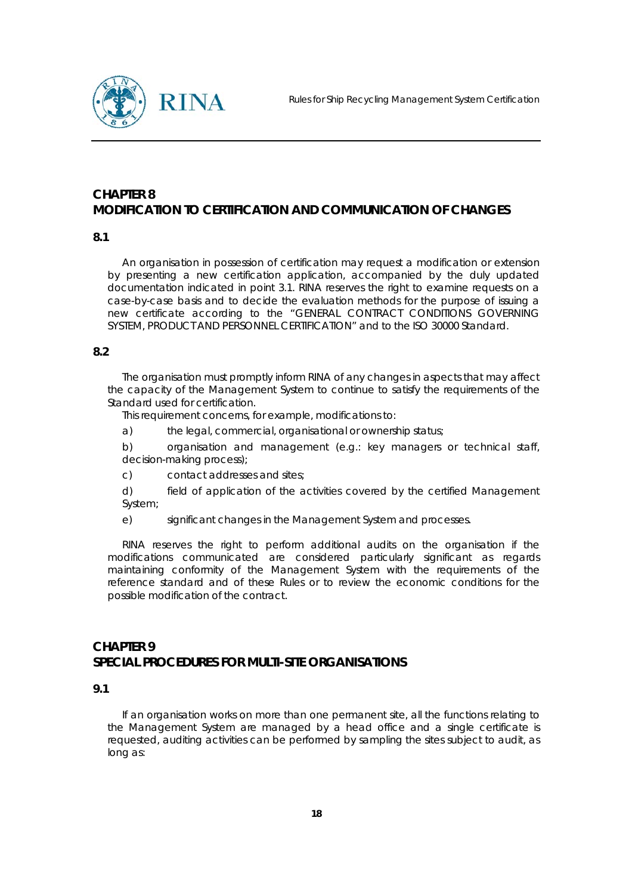## CHAPTER 8
## MODIFICATION TO CERTIFICATION AND COMMUNICATION OF CHANGES

### 8.1

An organisation in possession of certification may request a modification or extension by presenting a new certification application, accompanied by the duly updated documentation indicated in point 3.1. RINA reserves the right to examine requests on a case-by-case basis and to decide the evaluation methods for the purpose of issuing a new certificate according to the "GENERAL CONTRACT CONDITIONS GOVERNING SYSTEM, PRODUCT AND PERSONNEL CERTIFICATION" and to the ISO 30000 Standard.

### 8.2

The organisation must promptly inform RINA of any changes in aspects that may affect the capacity of the Management System to continue to satisfy the requirements of the Standard used for certification.

This requirement concerns, for example, modifications to:

a) the legal, commercial, organisational or ownership status;

b) organisation and management (e.g.: key managers or technical staff, decision-making process);

c) contact addresses and sites;

d) field of application of the activities covered by the certified Management System;

e) significant changes in the Management System and processes.

RINA reserves the right to perform additional audits on the organisation if the modifications communicated are considered particularly significant as regards maintaining conformity of the Management System with the requirements of the reference standard and of these Rules or to review the economic conditions for the possible modification of the contract.

## CHAPTER 9
## SPECIAL PROCEDURES FOR MULTI-SITE ORGANISATIONS

### 9.1

If an organisation works on more than one permanent site, all the functions relating to the Management System are managed by a head office and a single certificate is requested, auditing activities can be performed by sampling the sites subject to audit, as long as: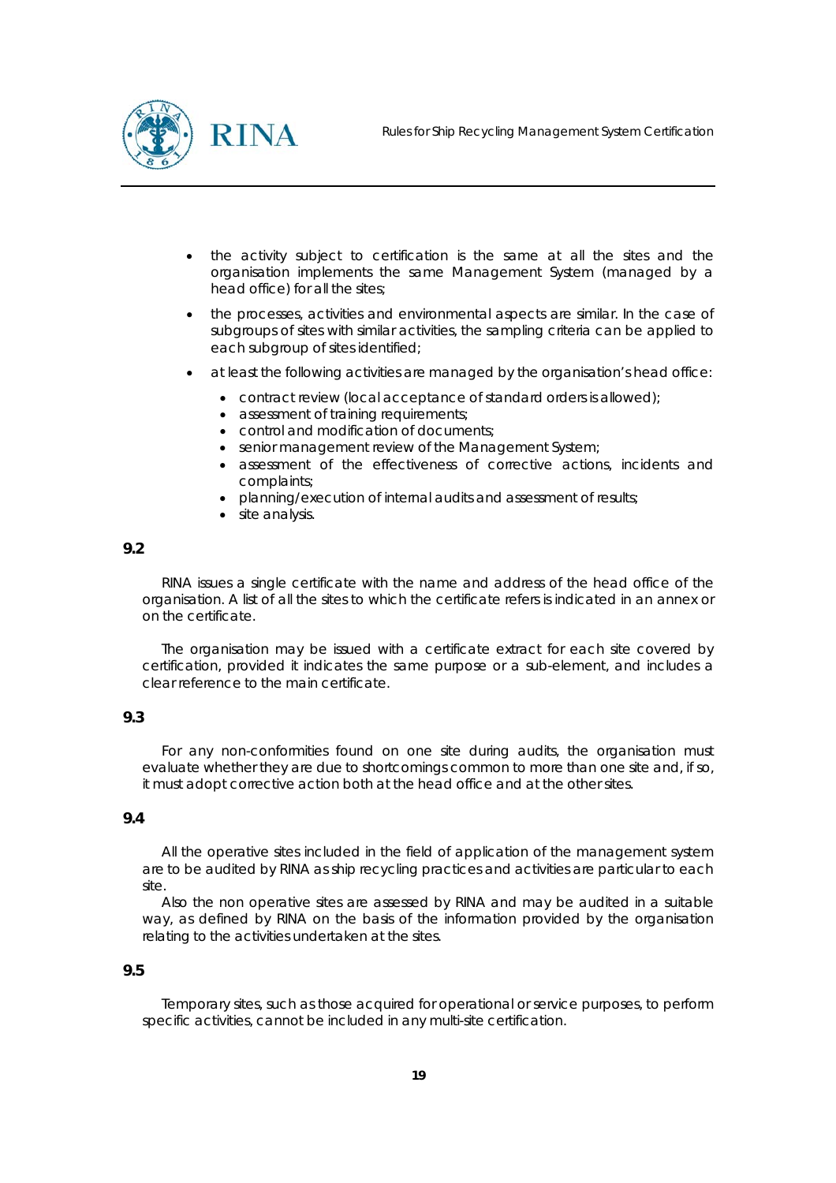- the activity subject to certification is the same at all the sites and the organisation implements the same Management System (managed by a head office) for all the sites;
- the processes, activities and environmental aspects are similar. In the case of subgroups of sites with similar activities, the sampling criteria can be applied to each subgroup of sites identified;
- at least the following activities are managed by the organisation's head office:
  - contract review (local acceptance of standard orders is allowed);
  - assessment of training requirements;
  - control and modification of documents;
  - senior management review of the Management System;
  - assessment of the effectiveness of corrective actions, incidents and complaints;
  - planning/execution of internal audits and assessment of results;
  - site analysis.

**9.2**

RINA issues a single certificate with the name and address of the head office of the organisation. A list of all the sites to which the certificate refers is indicated in an annex or on the certificate.

The organisation may be issued with a certificate extract for each site covered by certification, provided it indicates the same purpose or a sub-element, and includes a clear reference to the main certificate.

**9.3**

For any non-conformities found on one site during audits, the organisation must evaluate whether they are due to shortcomings common to more than one site and, if so, it must adopt corrective action both at the head office and at the other sites.

**9.4**

All the operative sites included in the field of application of the management system are to be audited by RINA as ship recycling practices and activities are particular to each site.

Also the non operative sites are assessed by RINA and may be audited in a suitable way, as defined by RINA on the basis of the information provided by the organisation relating to the activities undertaken at the sites.

**9.5**

Temporary sites, such as those acquired for operational or service purposes, to perform specific activities, cannot be included in any multi-site certification.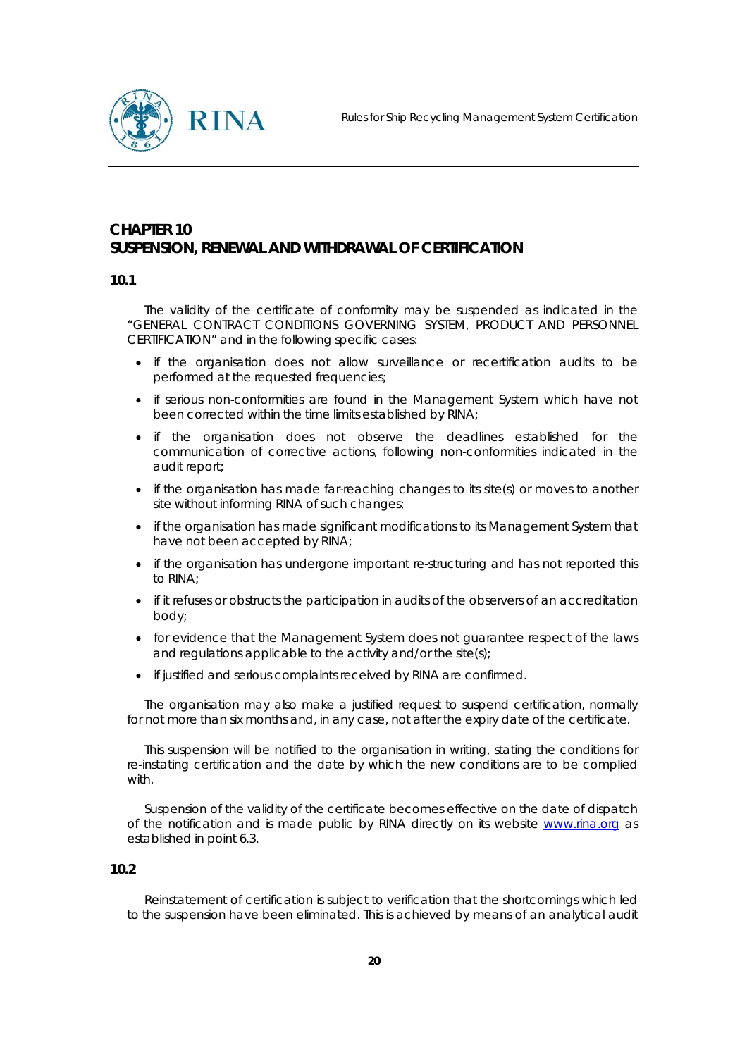## CHAPTER 10
## SUSPENSION, RENEWAL AND WITHDRAWAL OF CERTIFICATION

### 10.1

The validity of the certificate of conformity may be suspended as indicated in the "GENERAL CONTRACT CONDITIONS GOVERNING SYSTEM, PRODUCT AND PERSONNEL CERTIFICATION" and in the following specific cases:

- if the organisation does not allow surveillance or recertification audits to be performed at the requested frequencies;
- if serious non-conformities are found in the Management System which have not been corrected within the time limits established by RINA;
- if the organisation does not observe the deadlines established for the communication of corrective actions, following non-conformities indicated in the audit report;
- if the organisation has made far-reaching changes to its site(s) or moves to another site without informing RINA of such changes;
- if the organisation has made significant modifications to its Management System that have not been accepted by RINA;
- if the organisation has undergone important re-structuring and has not reported this to RINA;
- if it refuses or obstructs the participation in audits of the observers of an accreditation body;
- for evidence that the Management System does not guarantee respect of the laws and regulations applicable to the activity and/or the site(s);
- if justified and serious complaints received by RINA are confirmed.

The organisation may also make a justified request to suspend certification, normally for not more than six months and, in any case, not after the expiry date of the certificate.

This suspension will be notified to the organisation in writing, stating the conditions for re-instating certification and the date by which the new conditions are to be complied with.

Suspension of the validity of the certificate becomes effective on the date of dispatch of the notification and is made public by RINA directly on its website www.rina.org as established in point 6.3.

### 10.2

Reinstatement of certification is subject to verification that the shortcomings which led to the suspension have been eliminated. This is achieved by means of an analytical audit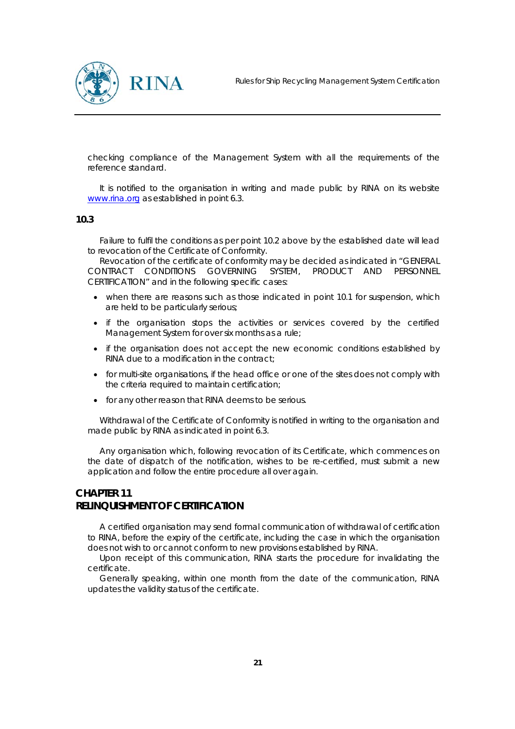checking compliance of the Management System with all the requirements of the reference standard.

It is notified to the organisation in writing and made public by RINA on its website [www.rina.org](http://www.rina.org) as established in point 6.3.

**10.3**

Failure to fulfil the conditions as per point 10.2 above by the established date will lead to revocation of the Certificate of Conformity.

Revocation of the certificate of conformity may be decided as indicated in "GENERAL CONTRACT CONDITIONS GOVERNING SYSTEM, PRODUCT AND PERSONNEL CERTIFICATION" and in the following specific cases:

- when there are reasons such as those indicated in point 10.1 for suspension, which are held to be particularly serious;
- if the organisation stops the activities or services covered by the certified Management System for over six months as a rule;
- if the organisation does not accept the new economic conditions established by RINA due to a modification in the contract;
- for multi-site organisations, if the head office or one of the sites does not comply with the criteria required to maintain certification;
- for any other reason that RINA deems to be serious.

Withdrawal of the Certificate of Conformity is notified in writing to the organisation and made public by RINA as indicated in point 6.3.

Any organisation which, following revocation of its Certificate, which commences on the date of dispatch of the notification, wishes to be re-certified, must submit a new application and follow the entire procedure all over again.

## CHAPTER 11
## RELINQUISHMENT OF CERTIFICATION

A certified organisation may send formal communication of withdrawal of certification to RINA, before the expiry of the certificate, including the case in which the organisation does not wish to or cannot conform to new provisions established by RINA.

Upon receipt of this communication, RINA starts the procedure for invalidating the certificate.

Generally speaking, within one month from the date of the communication, RINA updates the validity status of the certificate.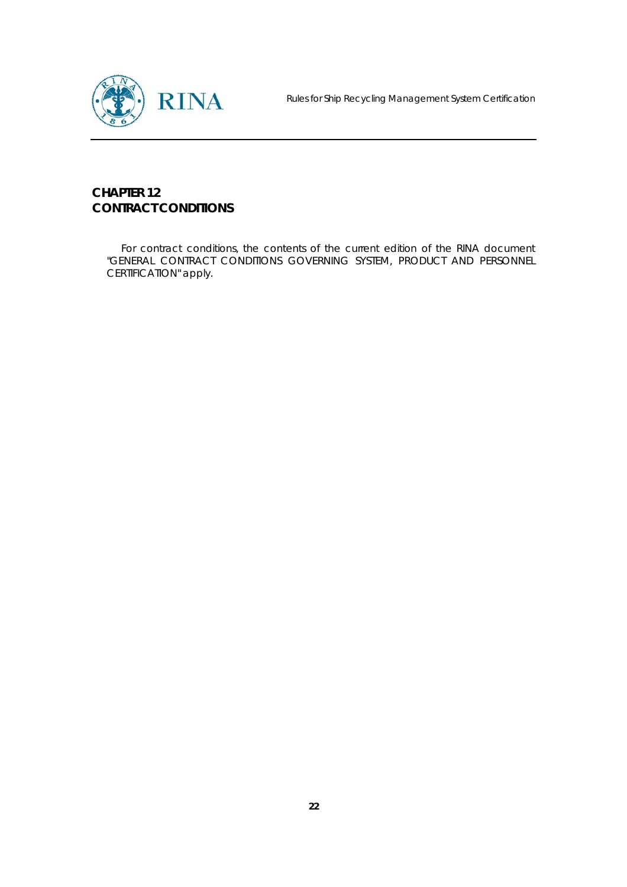# CHAPTER 12
# CONTRACT CONDITIONS

For contract conditions, the contents of the current edition of the RINA document "GENERAL CONTRACT CONDITIONS GOVERNING SYSTEM, PRODUCT AND PERSONNEL CERTIFICATION" apply.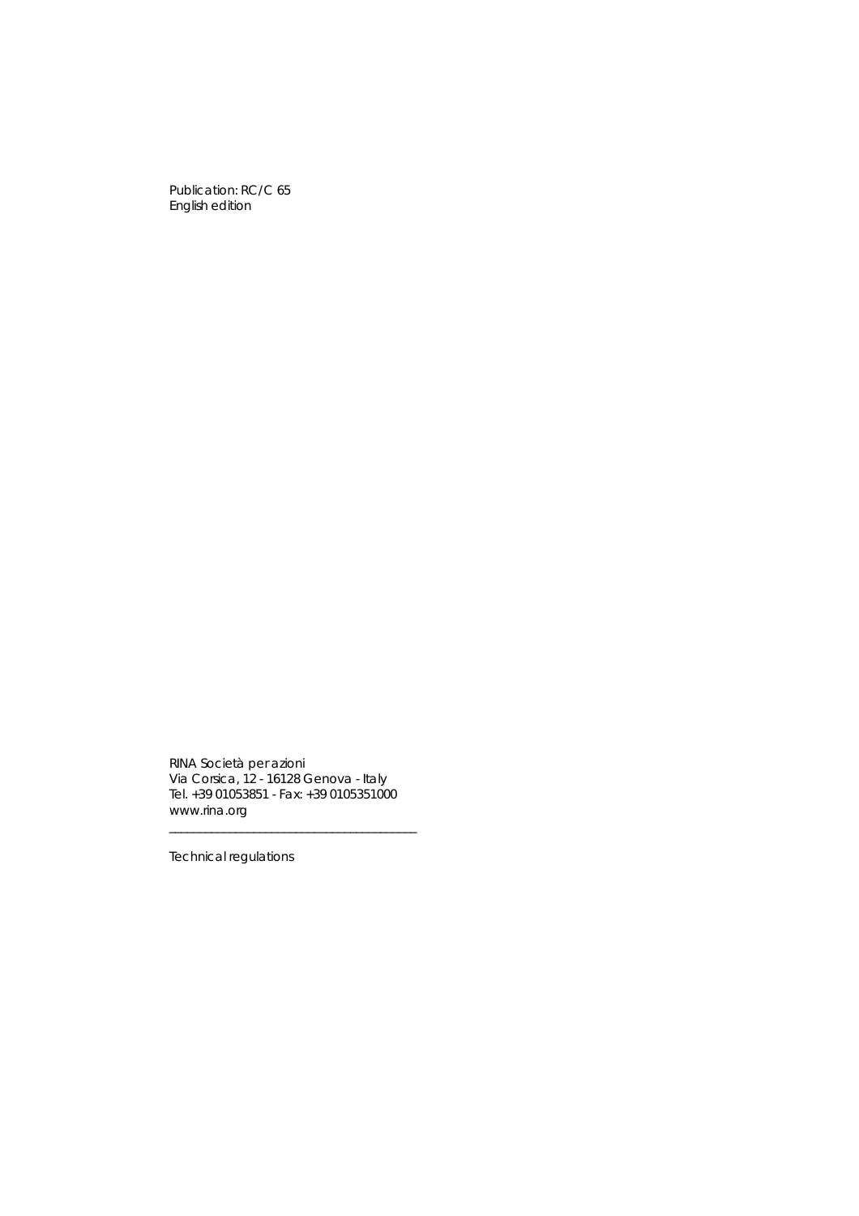Publication: RC/C 65
English edition

RINA Società per azioni
Via Corsica, 12 - 16128 Genova - Italy
Tel. +39 01053851 - Fax: +39 0105351000
www.rina.org

---

Technical regulations